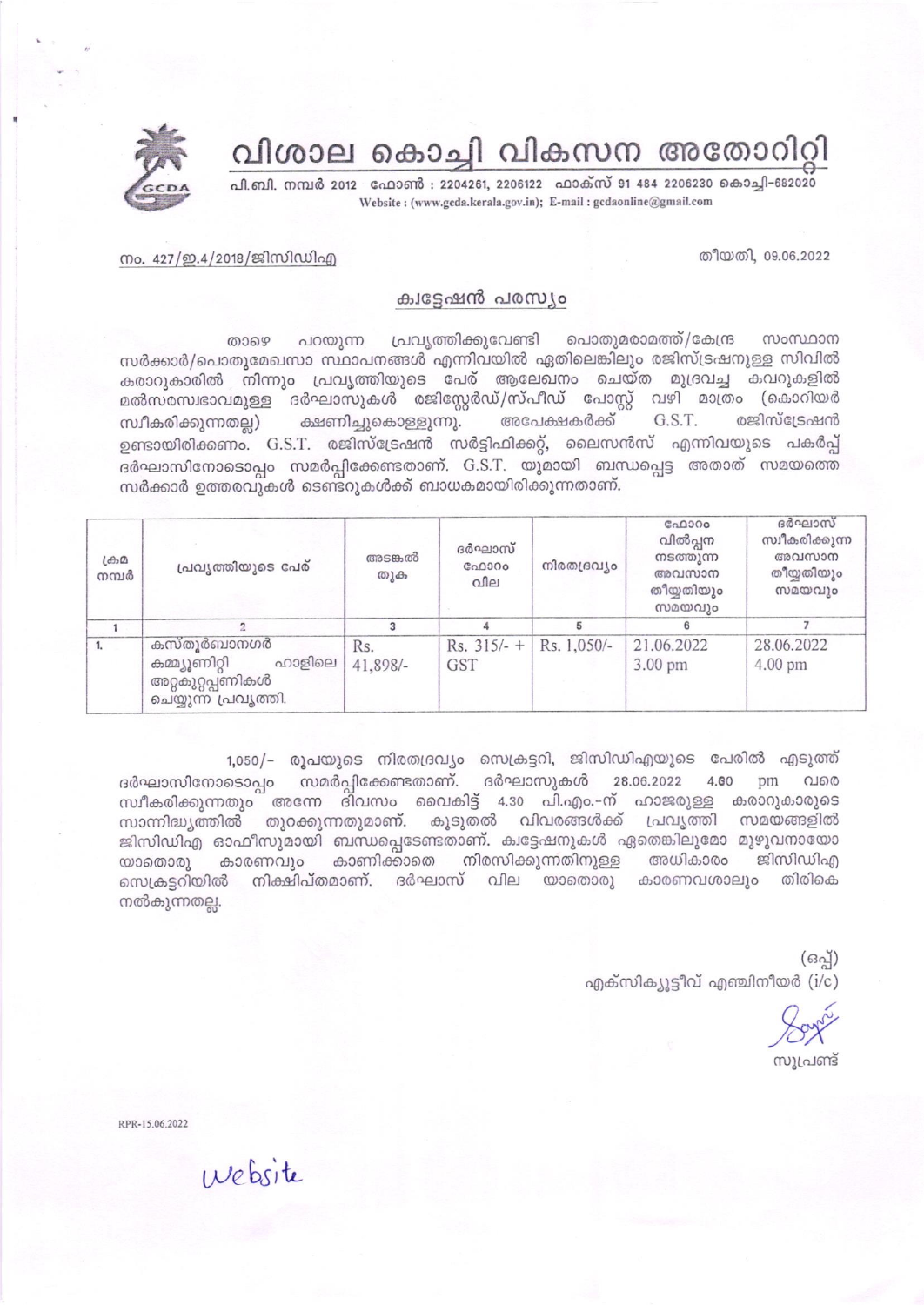# വിശാല കൊച്ചി വികസന അതോറിറ്റി

പി.ബി. നമ്പർ 2012 ഫോൺ : 2204261, 2206122 ഫാക്സ് 91 484 2206230 കൊച്ചി–682020
Website : (www.gcda.kerala.gov.in); E-mail : gcdaonline@gmail.com

നം. 427/ഇ.4/2018/ജിസിഡിഎ

തീയതി, 09.06.2022

## ക്വട്ടേഷൻ പരസ്യം

താഴെ പറയുന്ന പ്രവൃത്തിക്കുവേണ്ടി പൊതുമരാമത്ത്/കേന്ദ്ര സംസ്ഥാന സർക്കാർ/പൊതുമേഖലാ സ്ഥാപനങ്ങൾ എന്നിവയിൽ ഏതിലെങ്കിലും രജിസ്ട്രേഷനുള്ള സിവിൽ കരാറുകാരിൽ നിന്നും പ്രവൃത്തിയുടെ പേര് ആലേഖനം ചെയ്ത മുദ്രവച്ച കവറുകളിൽ മൽസരസ്വഭാവമുള്ള ദർഘാസുകൾ രജിസ്റ്റേർഡ്/സ്പീഡ് പോസ്റ്റ് വഴി മാത്രം (കൊറിയർ സ്വീകരിക്കുന്നതല്ല) ക്ഷണിച്ചുകൊള്ളുന്നു. അപേക്ഷകർക്ക് G.S.T. രജിസ്ട്രേഷൻ ഉണ്ടായിരിക്കണം. G.S.T. രജിസ്ട്രേഷൻ സർട്ടിഫിക്കറ്റ്, ലൈസൻസ് എന്നിവയുടെ പകർപ്പ് ദർഘാസിനോടൊപ്പം സമർപ്പിക്കേണ്ടതാണ്. G.S.T. യുമായി ബന്ധപ്പെട്ട അതാത് സമയത്തെ സർക്കാർ ഉത്തരവുകൾ ടെണ്ടറുകൾക്ക് ബാധകമായിരിക്കുന്നതാണ്.

| ക്രമ നമ്പർ | പ്രവൃത്തിയുടെ പേര് | അടങ്കൽ തുക | ദർഘാസ് ഫോറം വില | നിരതദ്രവ്യം | ഫോറം വിൽപ്പന നടത്തുന്ന അവസാന തീയ്യതിയും സമയവും | ദർഘാസ് സ്വീകരിക്കുന്ന അവസാന തീയ്യതിയും സമയവും |
|---|---|---|---|---|---|---|
| 1 | 2 | 3 | 4 | 5 | 6 | 7 |
| 1. | കസ്തൂർബാനഗർ കമ്മ്യൂണിറ്റി ഹാളിലെ അറ്റകുറ്റപ്പണികൾ ചെയ്യുന്ന പ്രവൃത്തി. | Rs. 41,898/- | Rs. 315/- + GST | Rs. 1,050/- | 21.06.2022 3.00 pm | 28.06.2022 4.00 pm |

1,050/- രൂപയുടെ നിരതദ്രവ്യം സെക്രട്ടറി, ജിസിഡിഎയുടെ പേരിൽ എടുത്ത് ദർഘാസിനോടൊപ്പം സമർപ്പിക്കേണ്ടതാണ്. ദർഘാസുകൾ 28.06.2022 4.00 pm വരെ സ്വീകരിക്കുന്നതും അന്നേ ദിവസം വൈകിട്ട് 4.30 പി.എം.-ന് ഹാജരുള്ള കരാറുകാരുടെ സാന്നിദ്ധ്യത്തിൽ തുറക്കുന്നതുമാണ്. കൂടുതൽ വിവരങ്ങൾക്ക് പ്രവൃത്തി സമയങ്ങളിൽ ജിസിഡിഎ ഓഫീസുമായി ബന്ധപ്പെടേണ്ടതാണ്. ക്വട്ടേഷനുകൾ ഏതെങ്കിലുമോ മുഴുവനായോ യാതൊരു കാരണവും കാണിക്കാതെ നിരസിക്കുന്നതിനുള്ള അധികാരം ജിസിഡിഎ സെക്രട്ടറിയിൽ നിക്ഷിപ്തമാണ്. ദർഘാസ് വില യാതൊരു കാരണവശാലും തിരികെ നൽകുന്നതല്ല.

(ഒപ്പ്)
എക്സിക്യൂട്ടീവ് എഞ്ചിനീയർ (i/c)

സൂപ്രണ്ട്

RPR-15.06.2022

Website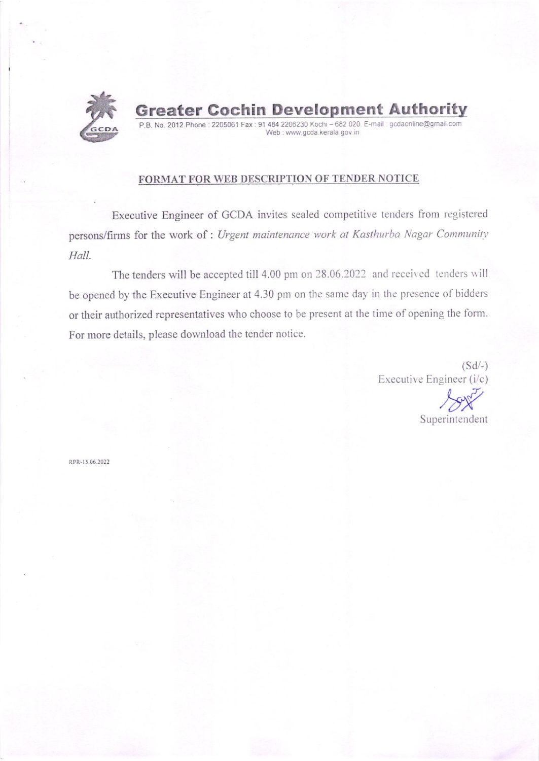# Greater Cochin Development Authority

P.B. No. 2012 Phone : 2205061 Fax : 91 484 2206230 Kochi – 682 020. E-mail : gcdaonline@gmail.com
Web : www.gcda.kerala.gov.in

## FORMAT FOR WEB DESCRIPTION OF TENDER NOTICE

Executive Engineer of GCDA invites sealed competitive tenders from registered persons/firms for the work of : *Urgent maintenance work at Kasthurba Nagar Community Hall.*

The tenders will be accepted till 4.00 pm on 28.06.2022 and received tenders will be opened by the Executive Engineer at 4.30 pm on the same day in the presence of bidders or their authorized representatives who choose to be present at the time of opening the form. For more details, please download the tender notice.

(Sd/-)
Executive Engineer (i/c)

Superintendent

RPR-15.06.2022